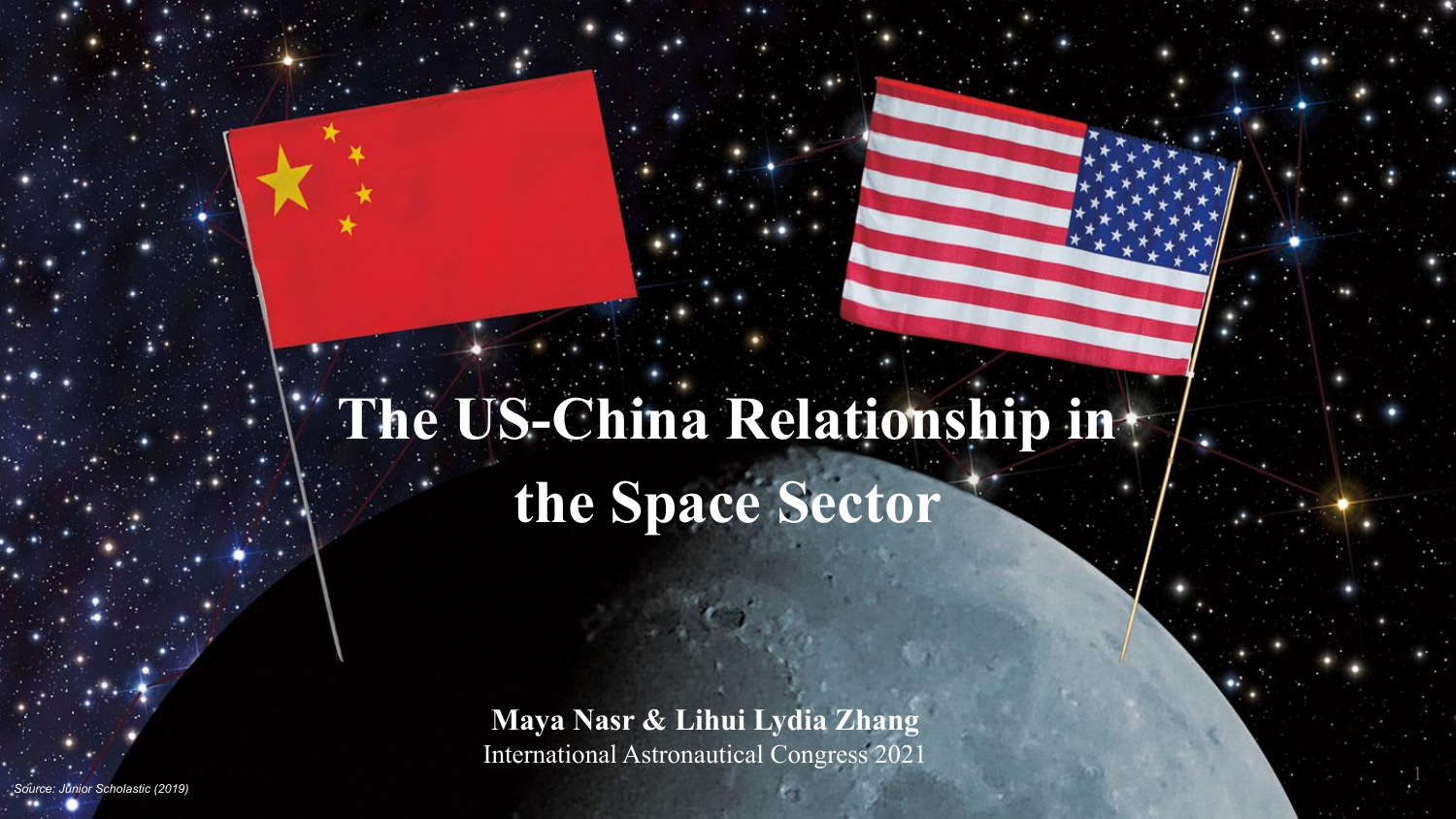# The US-China Relationship in the Space Sector

**Maya Nasr & Lihui Lydia Zhang**

International Astronautical Congress 2021

*Source: Junior Scholastic (2019)*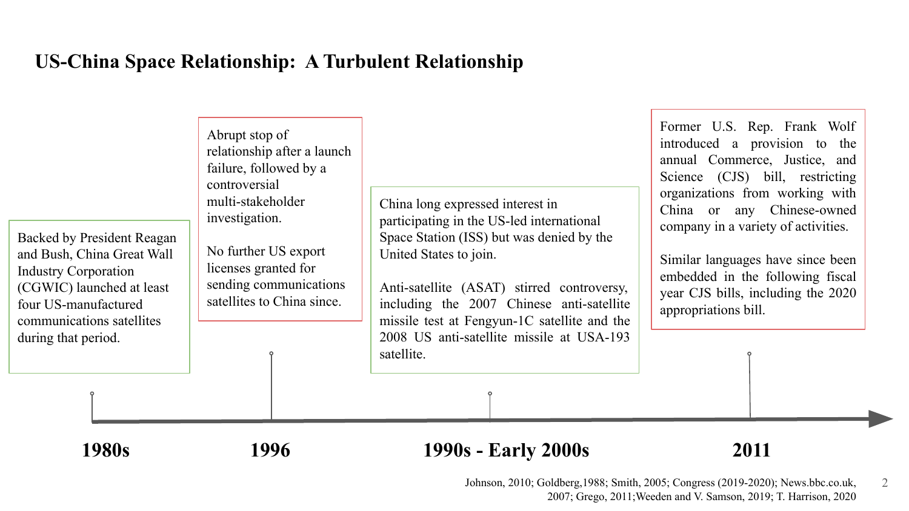# US-China Space Relationship: A Turbulent Relationship

## 1980s

Backed by President Reagan and Bush, China Great Wall Industry Corporation (CGWIC) launched at least four US-manufactured communications satellites during that period.

## 1996

Abrupt stop of relationship after a launch failure, followed by a controversial multi-stakeholder investigation.

No further US export licenses granted for sending communications satellites to China since.

## 1990s - Early 2000s

China long expressed interest in participating in the US-led international Space Station (ISS) but was denied by the United States to join.

Anti-satellite (ASAT) stirred controversy, including the 2007 Chinese anti-satellite missile test at Fengyun-1C satellite and the 2008 US anti-satellite missile at USA-193 satellite.

## 2011

Former U.S. Rep. Frank Wolf introduced a provision to the annual Commerce, Justice, and Science (CJS) bill, restricting organizations from working with China or any Chinese-owned company in a variety of activities.

Similar languages have since been embedded in the following fiscal year CJS bills, including the 2020 appropriations bill.

Johnson, 2010; Goldberg,1988; Smith, 2005; Congress (2019-2020); News.bbc.co.uk, 2007; Grego, 2011;Weeden and V. Samson, 2019; T. Harrison, 2020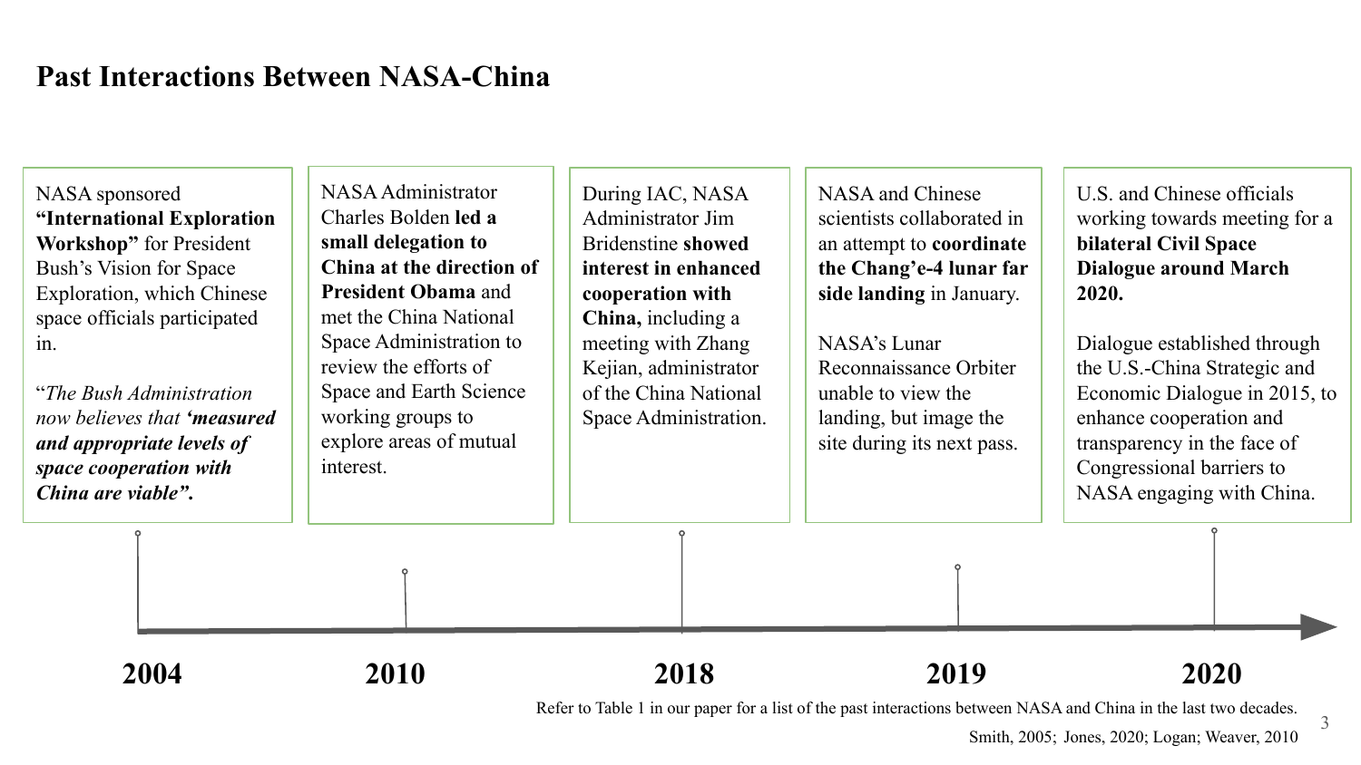# Past Interactions Between NASA-China

## 2004

NASA sponsored **"International Exploration Workshop"** for President Bush's Vision for Space Exploration, which Chinese space officials participated in.

"*The Bush Administration now believes that* ***'measured and appropriate levels of space cooperation with China are viable"****.*

## 2010

NASA Administrator Charles Bolden **led a small delegation to China at the direction of President Obama** and met the China National Space Administration to review the efforts of Space and Earth Science working groups to explore areas of mutual interest.

## 2018

During IAC, NASA Administrator Jim Bridenstine **showed interest in enhanced cooperation with China,** including a meeting with Zhang Kejian, administrator of the China National Space Administration.

## 2019

NASA and Chinese scientists collaborated in an attempt to **coordinate the Chang'e-4 lunar far side landing** in January.

NASA's Lunar Reconnaissance Orbiter unable to view the landing, but image the site during its next pass.

## 2020

U.S. and Chinese officials working towards meeting for a **bilateral Civil Space Dialogue around March 2020.**

Dialogue established through the U.S.-China Strategic and Economic Dialogue in 2015, to enhance cooperation and transparency in the face of Congressional barriers to NASA engaging with China.

Refer to Table 1 in our paper for a list of the past interactions between NASA and China in the last two decades.

Smith, 2005; Jones, 2020; Logan; Weaver, 2010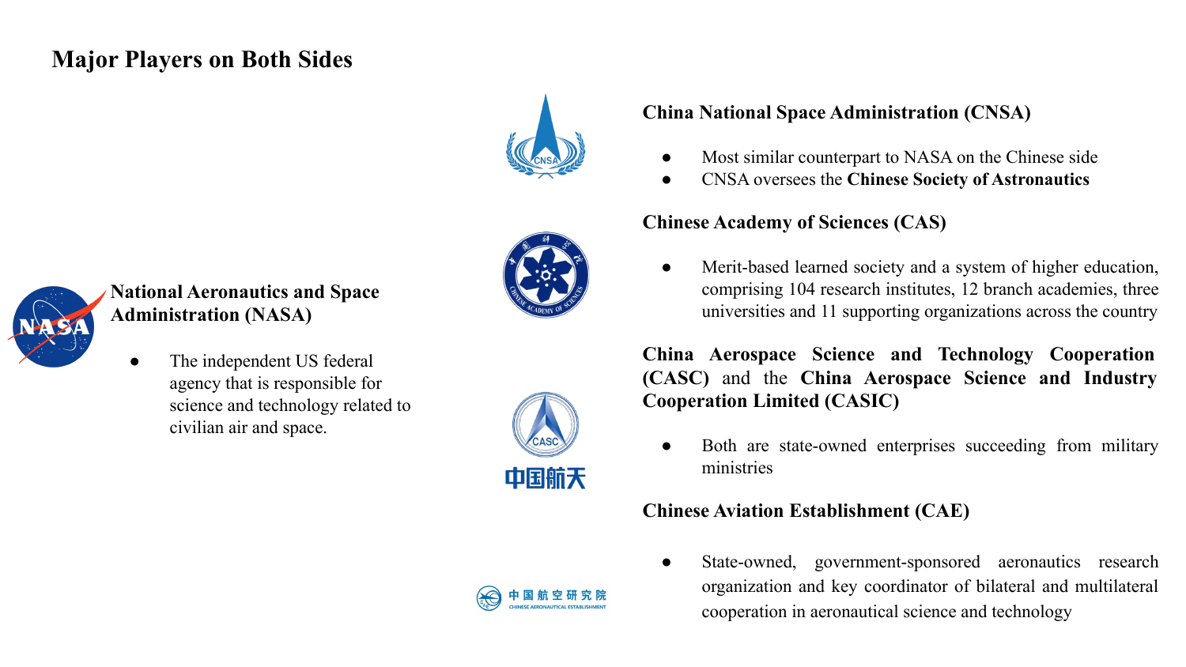## Major Players on Both Sides

**National Aeronautics and Space Administration (NASA)**

- The independent US federal agency that is responsible for science and technology related to civilian air and space.

**China National Space Administration (CNSA)**

- Most similar counterpart to NASA on the Chinese side
- CNSA oversees the **Chinese Society of Astronautics**

**Chinese Academy of Sciences (CAS)**

- Merit-based learned society and a system of higher education, comprising 104 research institutes, 12 branch academies, three universities and 11 supporting organizations across the country

**China Aerospace Science and Technology Cooperation (CASC)** and the **China Aerospace Science and Industry Cooperation Limited (CASIC)**

- Both are state-owned enterprises succeeding from military ministries

**Chinese Aviation Establishment (CAE)**

- State-owned, government-sponsored aeronautics research organization and key coordinator of bilateral and multilateral cooperation in aeronautical science and technology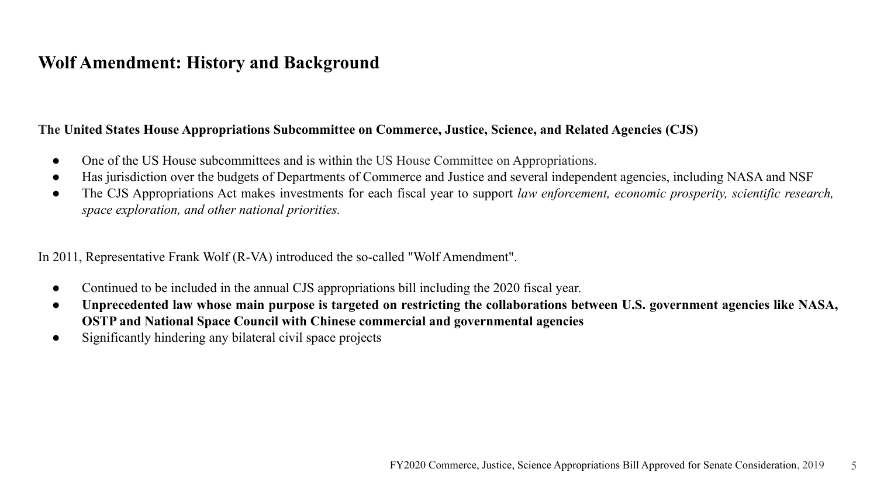# Wolf Amendment: History and Background

The **United States House Appropriations Subcommittee on Commerce, Justice, Science, and Related Agencies (CJS)**

- One of the US House subcommittees and is within the US House Committee on Appropriations.
- Has jurisdiction over the budgets of Departments of Commerce and Justice and several independent agencies, including NASA and NSF
- The CJS Appropriations Act makes investments for each fiscal year to support *law enforcement, economic prosperity, scientific research, space exploration, and other national priorities.*

In 2011, Representative Frank Wolf (R-VA) introduced the so-called "Wolf Amendment".

- Continued to be included in the annual CJS appropriations bill including the 2020 fiscal year.
- **Unprecedented law whose main purpose is targeted on restricting the collaborations between U.S. government agencies like NASA, OSTP and National Space Council with Chinese commercial and governmental agencies**
- Significantly hindering any bilateral civil space projects

FY2020 Commerce, Justice, Science Appropriations Bill Approved for Senate Consideration, 2019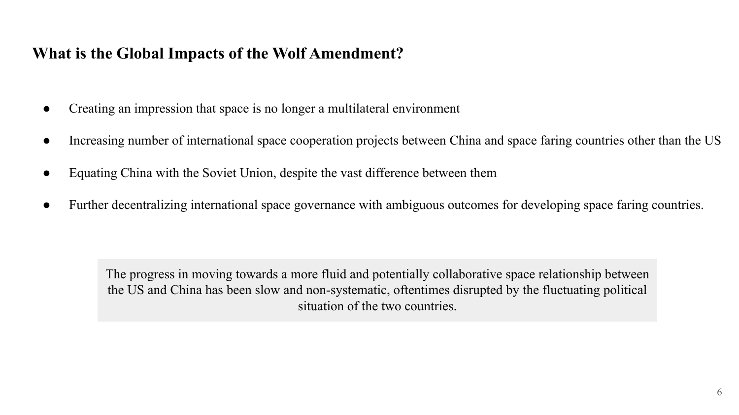## What is the Global Impacts of the Wolf Amendment?

- Creating an impression that space is no longer a multilateral environment
- Increasing number of international space cooperation projects between China and space faring countries other than the US
- Equating China with the Soviet Union, despite the vast difference between them
- Further decentralizing international space governance with ambiguous outcomes for developing space faring countries.

> The progress in moving towards a more fluid and potentially collaborative space relationship between the US and China has been slow and non-systematic, oftentimes disrupted by the fluctuating political situation of the two countries.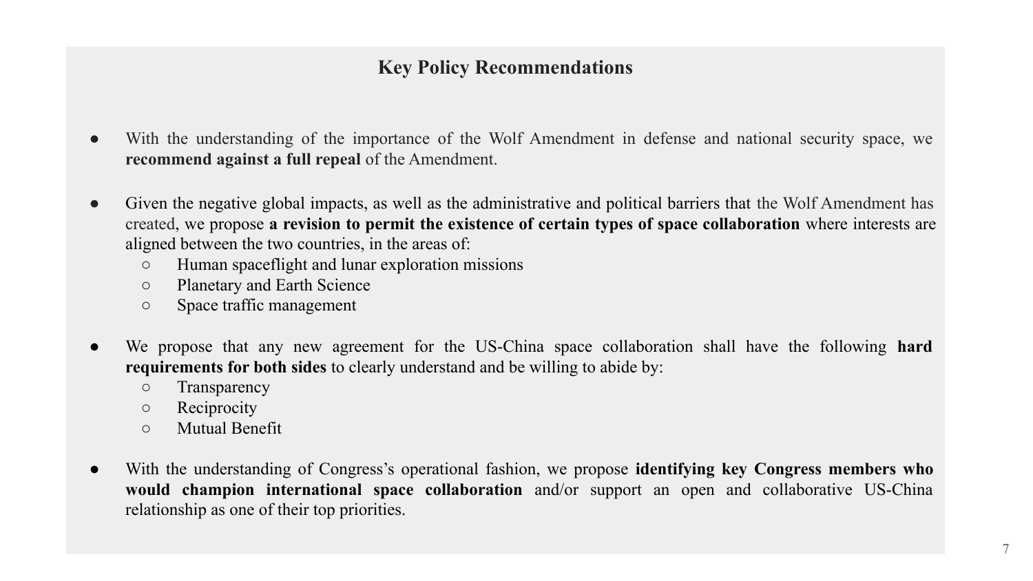## Key Policy Recommendations

- With the understanding of the importance of the Wolf Amendment in defense and national security space, we **recommend against a full repeal** of the Amendment.

- Given the negative global impacts, as well as the administrative and political barriers that the Wolf Amendment has created, we propose **a revision to permit the existence of certain types of space collaboration** where interests are aligned between the two countries, in the areas of:
  - Human spaceflight and lunar exploration missions
  - Planetary and Earth Science
  - Space traffic management

- We propose that any new agreement for the US-China space collaboration shall have the following **hard requirements for both sides** to clearly understand and be willing to abide by:
  - Transparency
  - Reciprocity
  - Mutual Benefit

- With the understanding of Congress's operational fashion, we propose **identifying key Congress members who would champion international space collaboration** and/or support an open and collaborative US-China relationship as one of their top priorities.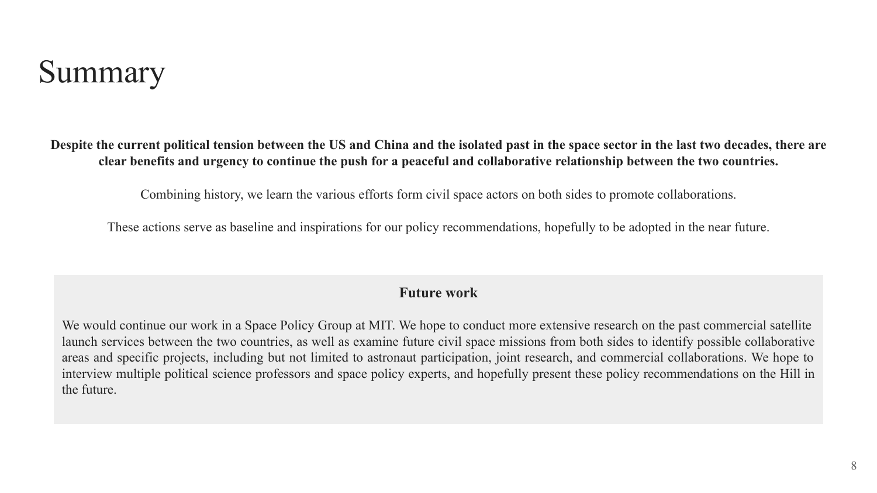# Summary

**Despite the current political tension between the US and China and the isolated past in the space sector in the last two decades, there are clear benefits and urgency to continue the push for a peaceful and collaborative relationship between the two countries.**

Combining history, we learn the various efforts form civil space actors on both sides to promote collaborations.

These actions serve as baseline and inspirations for our policy recommendations, hopefully to be adopted in the near future.

**Future work**

We would continue our work in a Space Policy Group at MIT. We hope to conduct more extensive research on the past commercial satellite launch services between the two countries, as well as examine future civil space missions from both sides to identify possible collaborative areas and specific projects, including but not limited to astronaut participation, joint research, and commercial collaborations. We hope to interview multiple political science professors and space policy experts, and hopefully present these policy recommendations on the Hill in the future.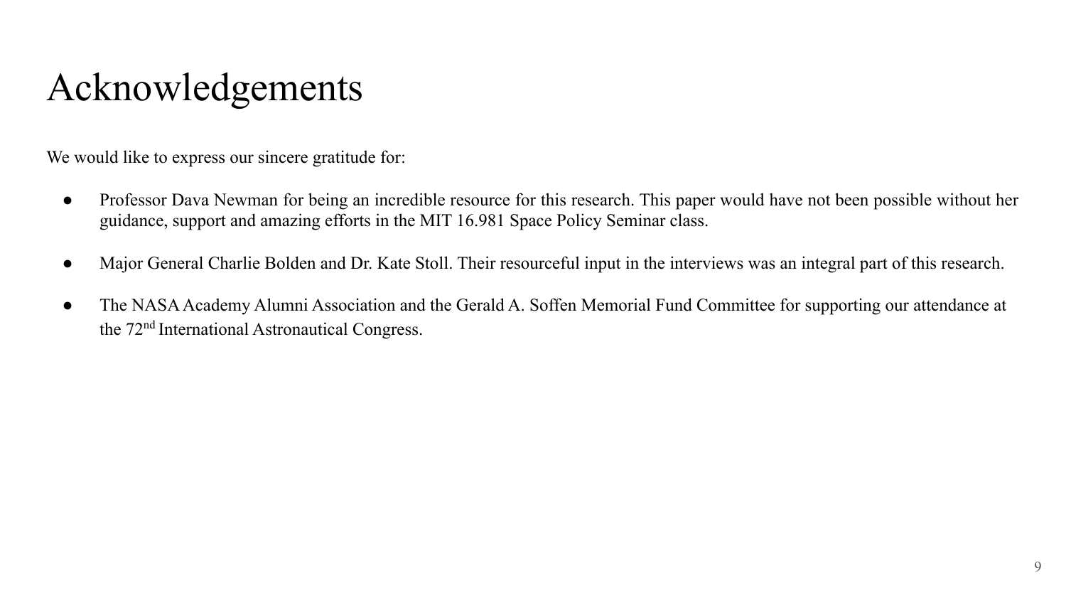# Acknowledgements

We would like to express our sincere gratitude for:

- Professor Dava Newman for being an incredible resource for this research. This paper would have not been possible without her guidance, support and amazing efforts in the MIT 16.981 Space Policy Seminar class.
- Major General Charlie Bolden and Dr. Kate Stoll. Their resourceful input in the interviews was an integral part of this research.
- The NASA Academy Alumni Association and the Gerald A. Soffen Memorial Fund Committee for supporting our attendance at the 72nd International Astronautical Congress.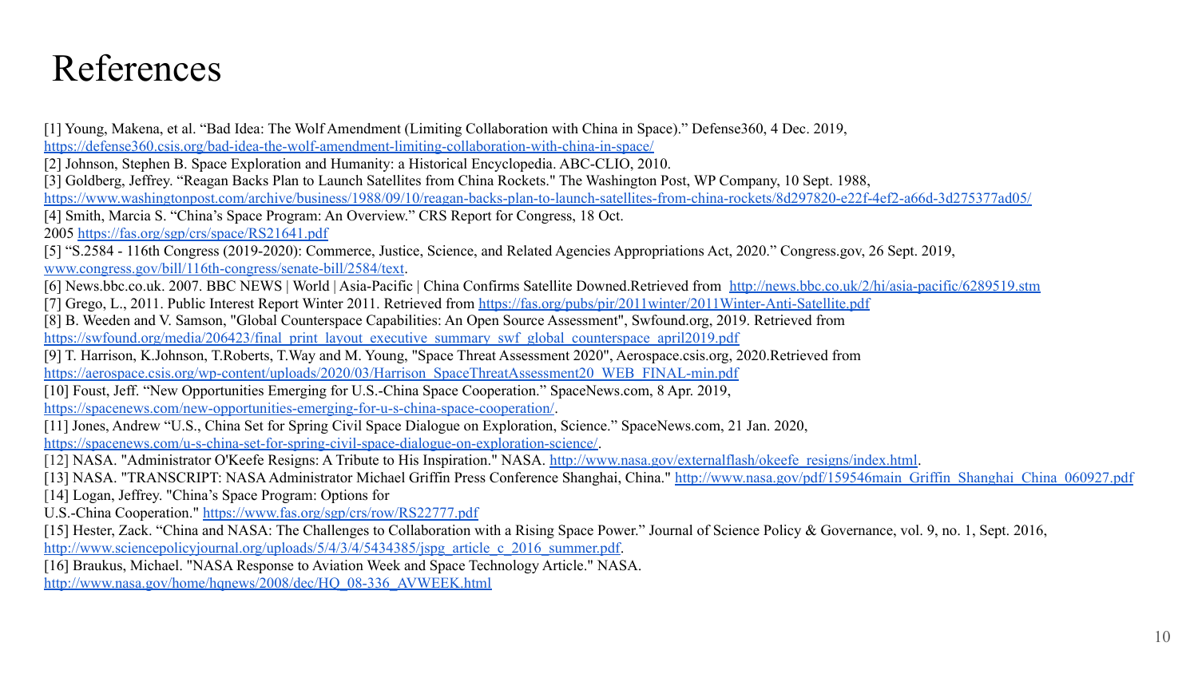# References

[1] Young, Makena, et al. “Bad Idea: The Wolf Amendment (Limiting Collaboration with China in Space).” Defense360, 4 Dec. 2019, https://defense360.csis.org/bad-idea-the-wolf-amendment-limiting-collaboration-with-china-in-space/

[2] Johnson, Stephen B. Space Exploration and Humanity: a Historical Encyclopedia. ABC-CLIO, 2010.

[3] Goldberg, Jeffrey. “Reagan Backs Plan to Launch Satellites from China Rockets." The Washington Post, WP Company, 10 Sept. 1988, https://www.washingtonpost.com/archive/business/1988/09/10/reagan-backs-plan-to-launch-satellites-from-china-rockets/8d297820-e22f-4ef2-a66d-3d275377ad05/

[4] Smith, Marcia S. “China's Space Program: An Overview.” CRS Report for Congress, 18 Oct. 2005 https://fas.org/sgp/crs/space/RS21641.pdf

[5] “S.2584 - 116th Congress (2019-2020): Commerce, Justice, Science, and Related Agencies Appropriations Act, 2020.” Congress.gov, 26 Sept. 2019, www.congress.gov/bill/116th-congress/senate-bill/2584/text.

[6] News.bbc.co.uk. 2007. BBC NEWS | World | Asia-Pacific | China Confirms Satellite Downed.Retrieved from http://news.bbc.co.uk/2/hi/asia-pacific/6289519.stm

[7] Grego, L., 2011. Public Interest Report Winter 2011. Retrieved from https://fas.org/pubs/pir/2011winter/2011Winter-Anti-Satellite.pdf

[8] B. Weeden and V. Samson, "Global Counterspace Capabilities: An Open Source Assessment", Swfound.org, 2019. Retrieved from https://swfound.org/media/206423/final_print_layout_executive_summary_swf_global_counterspace_april2019.pdf

[9] T. Harrison, K.Johnson, T.Roberts, T.Way and M. Young, "Space Threat Assessment 2020", Aerospace.csis.org, 2020.Retrieved from https://aerospace.csis.org/wp-content/uploads/2020/03/Harrison_SpaceThreatAssessment20_WEB_FINAL-min.pdf

[10] Foust, Jeff. “New Opportunities Emerging for U.S.-China Space Cooperation.” SpaceNews.com, 8 Apr. 2019, https://spacenews.com/new-opportunities-emerging-for-u-s-china-space-cooperation/.

[11] Jones, Andrew “U.S., China Set for Spring Civil Space Dialogue on Exploration, Science.” SpaceNews.com, 21 Jan. 2020, https://spacenews.com/u-s-china-set-for-spring-civil-space-dialogue-on-exploration-science/.

[12] NASA. "Administrator O'Keefe Resigns: A Tribute to His Inspiration." NASA. http://www.nasa.gov/externalflash/okeefe_resigns/index.html.

[13] NASA. "TRANSCRIPT: NASA Administrator Michael Griffin Press Conference Shanghai, China." http://www.nasa.gov/pdf/159546main_Griffin_Shanghai_China_060927.pdf

[14] Logan, Jeffrey. "China's Space Program: Options for U.S.-China Cooperation." https://www.fas.org/sgp/crs/row/RS22777.pdf

[15] Hester, Zack. “China and NASA: The Challenges to Collaboration with a Rising Space Power.” Journal of Science Policy & Governance, vol. 9, no. 1, Sept. 2016, http://www.sciencepolicyjournal.org/uploads/5/4/3/4/5434385/jspg_article_c_2016_summer.pdf.

[16] Braukus, Michael. "NASA Response to Aviation Week and Space Technology Article." NASA. http://www.nasa.gov/home/hqnews/2008/dec/HQ_08-336_AVWEEK.html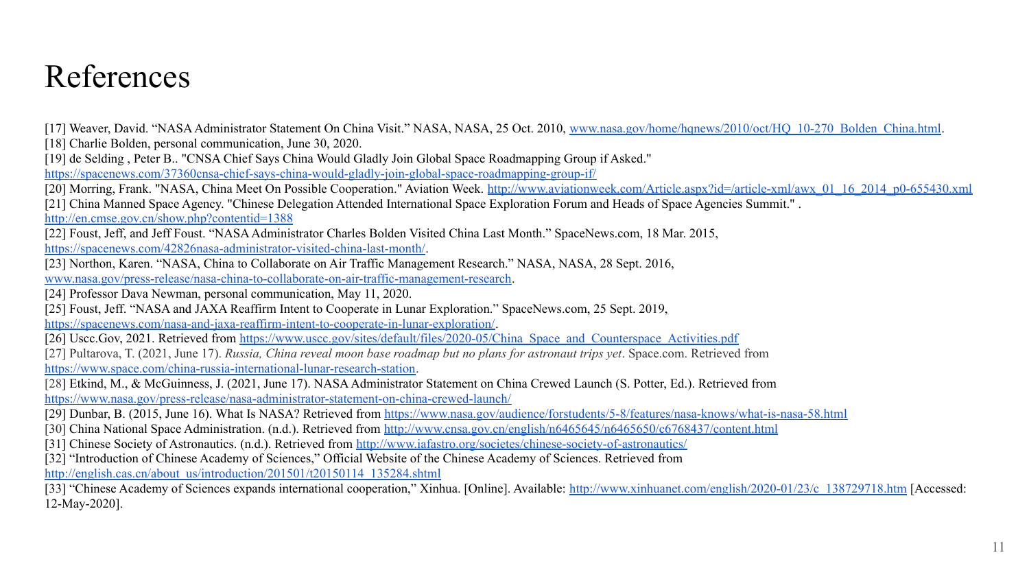# References

[17] Weaver, David. "NASA Administrator Statement On China Visit." NASA, NASA, 25 Oct. 2010, www.nasa.gov/home/hqnews/2010/oct/HQ_10-270_Bolden_China.html.

[18] Charlie Bolden, personal communication, June 30, 2020.

[19] de Selding , Peter B.. "CNSA Chief Says China Would Gladly Join Global Space Roadmapping Group if Asked." https://spacenews.com/37360cnsa-chief-says-china-would-gladly-join-global-space-roadmapping-group-if/

[20] Morring, Frank. "NASA, China Meet On Possible Cooperation." Aviation Week. http://www.aviationweek.com/Article.aspx?id=/article-xml/awx_01_16_2014_p0-655430.xml

[21] China Manned Space Agency. "Chinese Delegation Attended International Space Exploration Forum and Heads of Space Agencies Summit." . http://en.cmse.gov.cn/show.php?contentid=1388

[22] Foust, Jeff, and Jeff Foust. "NASA Administrator Charles Bolden Visited China Last Month." SpaceNews.com, 18 Mar. 2015, https://spacenews.com/42826nasa-administrator-visited-china-last-month/.

[23] Northon, Karen. "NASA, China to Collaborate on Air Traffic Management Research." NASA, NASA, 28 Sept. 2016, www.nasa.gov/press-release/nasa-china-to-collaborate-on-air-traffic-management-research.

[24] Professor Dava Newman, personal communication, May 11, 2020.

[25] Foust, Jeff. "NASA and JAXA Reaffirm Intent to Cooperate in Lunar Exploration." SpaceNews.com, 25 Sept. 2019, https://spacenews.com/nasa-and-jaxa-reaffirm-intent-to-cooperate-in-lunar-exploration/.

[26] Uscc.Gov, 2021. Retrieved from https://www.uscc.gov/sites/default/files/2020-05/China_Space_and_Counterspace_Activities.pdf

[27] Pultarova, T. (2021, June 17). *Russia, China reveal moon base roadmap but no plans for astronaut trips yet*. Space.com. Retrieved from https://www.space.com/china-russia-international-lunar-research-station.

[28] Etkind, M., & McGuinness, J. (2021, June 17). NASA Administrator Statement on China Crewed Launch (S. Potter, Ed.). Retrieved from https://www.nasa.gov/press-release/nasa-administrator-statement-on-china-crewed-launch/

[29] Dunbar, B. (2015, June 16). What Is NASA? Retrieved from https://www.nasa.gov/audience/forstudents/5-8/features/nasa-knows/what-is-nasa-58.html

[30] China National Space Administration. (n.d.). Retrieved from http://www.cnsa.gov.cn/english/n6465645/n6465650/c6768437/content.html

[31] Chinese Society of Astronautics. (n.d.). Retrieved from http://www.iafastro.org/societes/chinese-society-of-astronautics/

[32] "Introduction of Chinese Academy of Sciences," Official Website of the Chinese Academy of Sciences. Retrieved from http://english.cas.cn/about_us/introduction/201501/t20150114_135284.shtml

[33] "Chinese Academy of Sciences expands international cooperation," Xinhua. [Online]. Available: http://www.xinhuanet.com/english/2020-01/23/c_138729718.htm [Accessed: 12-May-2020].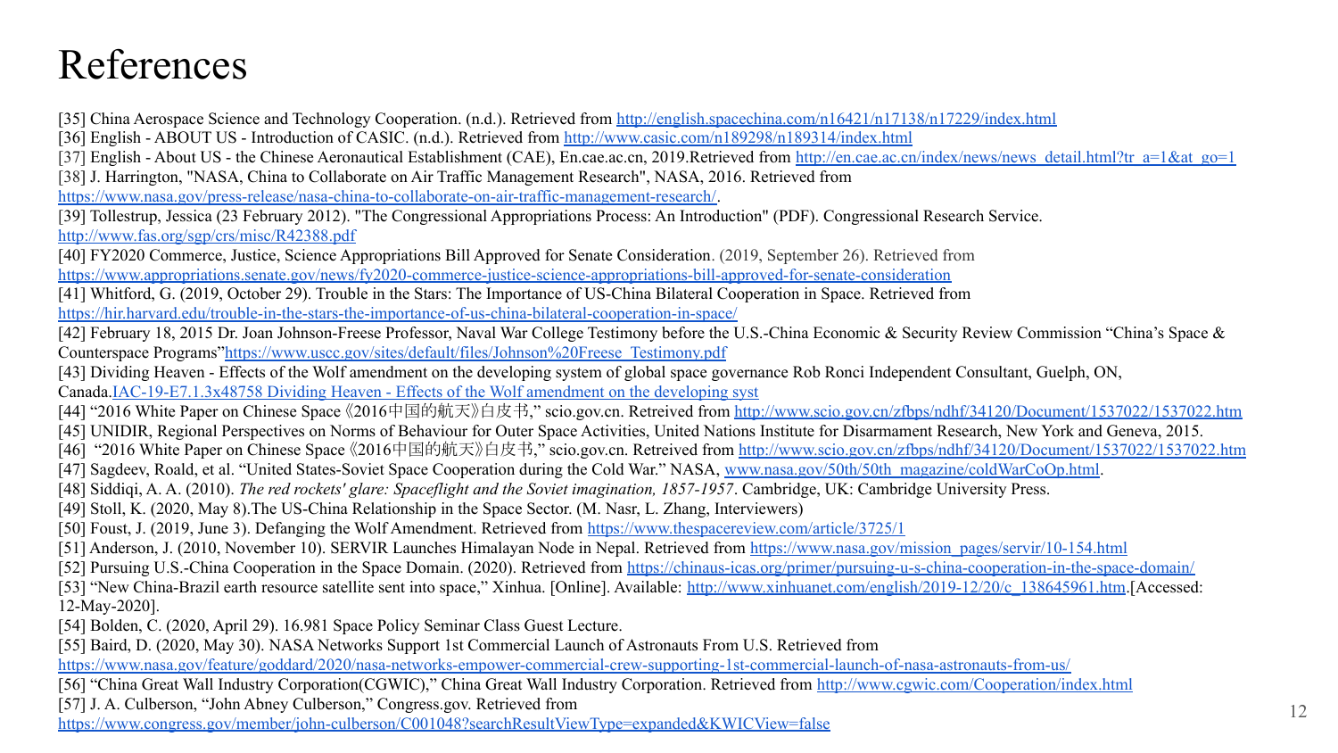# References

[35] China Aerospace Science and Technology Cooperation. (n.d.). Retrieved from http://english.spacechina.com/n16421/n17138/n17229/index.html

[36] English - ABOUT US - Introduction of CASIC. (n.d.). Retrieved from http://www.casic.com/n189298/n189314/index.html

[37] English - About US - the Chinese Aeronautical Establishment (CAE), En.cae.ac.cn, 2019.Retrieved from http://en.cae.ac.cn/index/news/news_detail.html?tr_a=1&at_go=1

[38] J. Harrington, "NASA, China to Collaborate on Air Traffic Management Research", NASA, 2016. Retrieved from https://www.nasa.gov/press-release/nasa-china-to-collaborate-on-air-traffic-management-research/.

[39] Tollestrup, Jessica (23 February 2012). "The Congressional Appropriations Process: An Introduction" (PDF). Congressional Research Service. http://www.fas.org/sgp/crs/misc/R42388.pdf

[40] FY2020 Commerce, Justice, Science Appropriations Bill Approved for Senate Consideration. (2019, September 26). Retrieved from https://www.appropriations.senate.gov/news/fy2020-commerce-justice-science-appropriations-bill-approved-for-senate-consideration

[41] Whitford, G. (2019, October 29). Trouble in the Stars: The Importance of US-China Bilateral Cooperation in Space. Retrieved from https://hir.harvard.edu/trouble-in-the-stars-the-importance-of-us-china-bilateral-cooperation-in-space/

[42] February 18, 2015 Dr. Joan Johnson-Freese Professor, Naval War College Testimony before the U.S.-China Economic & Security Review Commission "China's Space & Counterspace Programs"https://www.uscc.gov/sites/default/files/Johnson%20Freese_Testimony.pdf

[43] Dividing Heaven - Effects of the Wolf amendment on the developing system of global space governance Rob Ronci Independent Consultant, Guelph, ON, Canada.IAC-19-E7.1.3x48758 Dividing Heaven - Effects of the Wolf amendment on the developing syst

[44] "2016 White Paper on Chinese Space《2016中国的航天》白皮书," scio.gov.cn. Retreived from http://www.scio.gov.cn/zfbps/ndhf/34120/Document/1537022/1537022.htm

[45] UNIDIR, Regional Perspectives on Norms of Behaviour for Outer Space Activities, United Nations Institute for Disarmament Research, New York and Geneva, 2015.

[46] "2016 White Paper on Chinese Space《2016中国的航天》白皮书," scio.gov.cn. Retreived from http://www.scio.gov.cn/zfbps/ndhf/34120/Document/1537022/1537022.htm

[47] Sagdeev, Roald, et al. "United States-Soviet Space Cooperation during the Cold War." NASA, www.nasa.gov/50th/50th_magazine/coldWarCoOp.html.

[48] Siddiqi, A. A. (2010). *The red rockets' glare: Spaceflight and the Soviet imagination, 1857-1957*. Cambridge, UK: Cambridge University Press.

[49] Stoll, K. (2020, May 8).The US-China Relationship in the Space Sector. (M. Nasr, L. Zhang, Interviewers)

[50] Foust, J. (2019, June 3). Defanging the Wolf Amendment. Retrieved from https://www.thespacereview.com/article/3725/1

[51] Anderson, J. (2010, November 10). SERVIR Launches Himalayan Node in Nepal. Retrieved from https://www.nasa.gov/mission_pages/servir/10-154.html

[52] Pursuing U.S.-China Cooperation in the Space Domain. (2020). Retrieved from https://chinaus-icas.org/primer/pursuing-u-s-china-cooperation-in-the-space-domain/

[53] "New China-Brazil earth resource satellite sent into space," Xinhua. [Online]. Available: http://www.xinhuanet.com/english/2019-12/20/c_138645961.htm.[Accessed: 12-May-2020].

[54] Bolden, C. (2020, April 29). 16.981 Space Policy Seminar Class Guest Lecture.

[55] Baird, D. (2020, May 30). NASA Networks Support 1st Commercial Launch of Astronauts From U.S. Retrieved from https://www.nasa.gov/feature/goddard/2020/nasa-networks-empower-commercial-crew-supporting-1st-commercial-launch-of-nasa-astronauts-from-us/

[56] "China Great Wall Industry Corporation(CGWIC)," China Great Wall Industry Corporation. Retrieved from http://www.cgwic.com/Cooperation/index.html

[57] J. A. Culberson, "John Abney Culberson," Congress.gov. Retrieved from https://www.congress.gov/member/john-culberson/C001048?searchResultViewType=expanded&KWICView=false